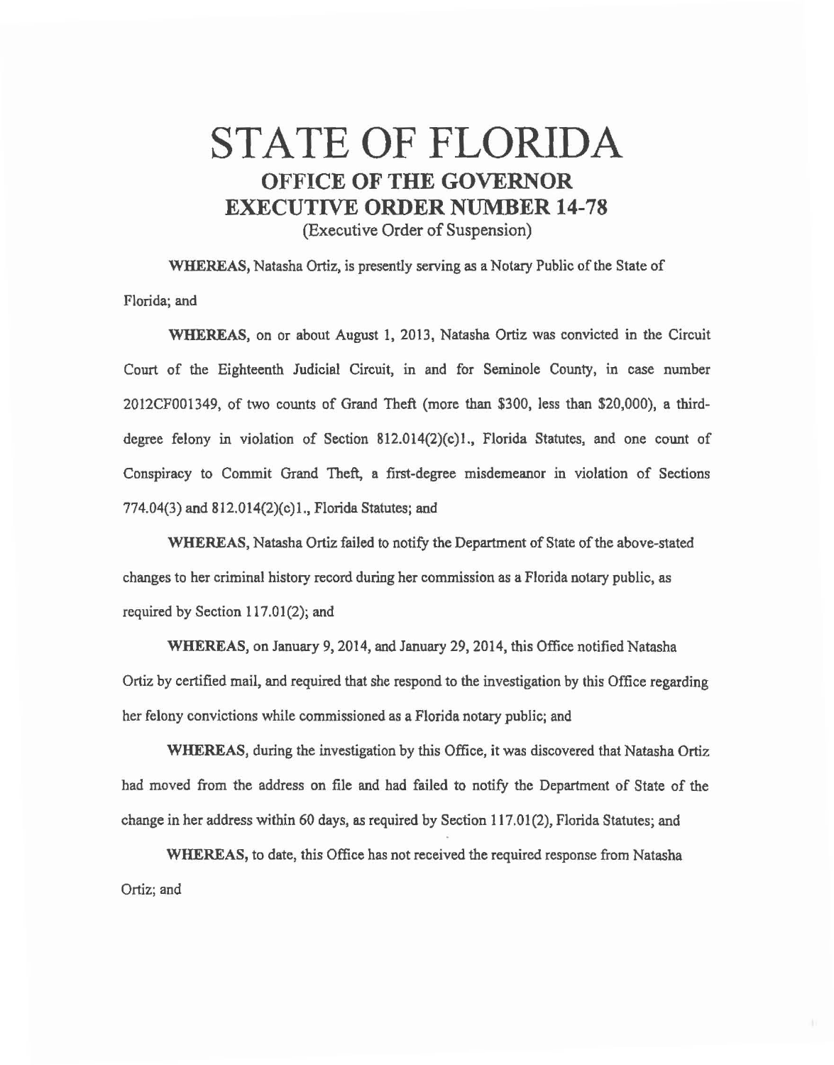# STATE OF FLORIDA

## OFFICE OF THE GOVERNOR

## EXECUTIVE ORDER NUMBER 14-78

(Executive Order of Suspension)

**WHEREAS,** Natasha Ortiz, is presently serving as a Notary Public of the State of Florida; and

**WHEREAS,** on or about August 1, 2013, Natasha Ortiz was convicted in the Circuit Court of the Eighteenth Judicial Circuit, in and for Seminole County, in case number 2012CF001349, of two counts of Grand Theft (more than $300, less than $20,000), a third-degree felony in violation of Section 812.014(2)(c)1., Florida Statutes, and one count of Conspiracy to Commit Grand Theft, a first-degree misdemeanor in violation of Sections 774.04(3) and 812.014(2)(c)1., Florida Statutes; and

**WHEREAS,** Natasha Ortiz failed to notify the Department of State of the above-stated changes to her criminal history record during her commission as a Florida notary public, as required by Section 117.01(2); and

**WHEREAS,** on January 9, 2014, and January 29, 2014, this Office notified Natasha Ortiz by certified mail, and required that she respond to the investigation by this Office regarding her felony convictions while commissioned as a Florida notary public; and

**WHEREAS,** during the investigation by this Office, it was discovered that Natasha Ortiz had moved from the address on file and had failed to notify the Department of State of the change in her address within 60 days, as required by Section 117.01(2), Florida Statutes; and

**WHEREAS,** to date, this Office has not received the required response from Natasha Ortiz; and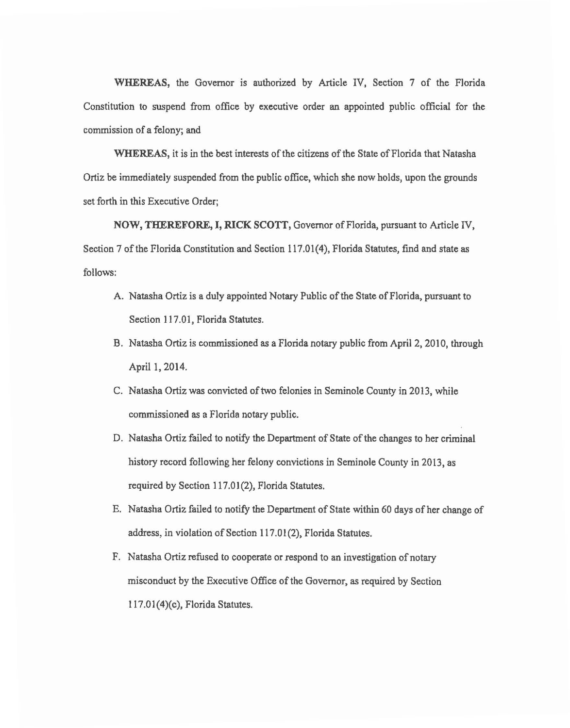**WHEREAS,** the Governor is authorized by Article IV, Section 7 of the Florida Constitution to suspend from office by executive order an appointed public official for the commission of a felony; and

**WHEREAS,** it is in the best interests of the citizens of the State of Florida that Natasha Ortiz be immediately suspended from the public office, which she now holds, upon the grounds set forth in this Executive Order;

**NOW, THEREFORE, I, RICK SCOTT,** Governor of Florida, pursuant to Article IV, Section 7 of the Florida Constitution and Section 117.01(4), Florida Statutes, find and state as follows:

A. Natasha Ortiz is a duly appointed Notary Public of the State of Florida, pursuant to Section 117.01, Florida Statutes.

B. Natasha Ortiz is commissioned as a Florida notary public from April 2, 2010, through April 1, 2014.

C. Natasha Ortiz was convicted of two felonies in Seminole County in 2013, while commissioned as a Florida notary public.

D. Natasha Ortiz failed to notify the Department of State of the changes to her criminal history record following her felony convictions in Seminole County in 2013, as required by Section 117.01(2), Florida Statutes.

E. Natasha Ortiz failed to notify the Department of State within 60 days of her change of address, in violation of Section 117.01(2), Florida Statutes.

F. Natasha Ortiz refused to cooperate or respond to an investigation of notary misconduct by the Executive Office of the Governor, as required by Section 117.01(4)(c), Florida Statutes.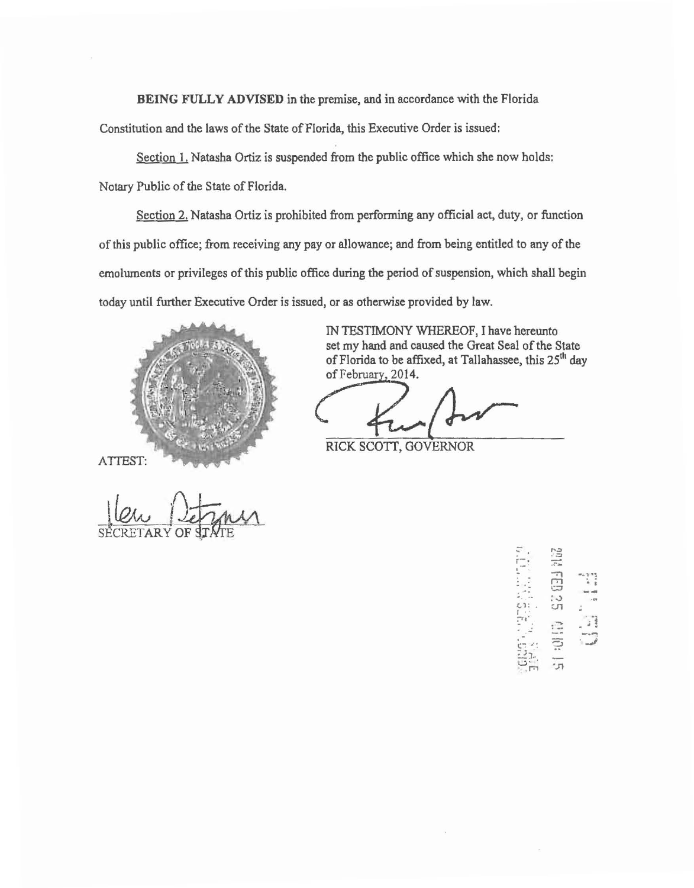**BEING FULLY ADVISED** in the premise, and in accordance with the Florida Constitution and the laws of the State of Florida, this Executive Order is issued:

Section 1. Natasha Ortiz is suspended from the public office which she now holds: Notary Public of the State of Florida.

Section 2. Natasha Ortiz is prohibited from performing any official act, duty, or function of this public office; from receiving any pay or allowance; and from being entitled to any of the emoluments or privileges of this public office during the period of suspension, which shall begin today until further Executive Order is issued, or as otherwise provided by law.

IN TESTIMONY WHEREOF, I have hereunto set my hand and caused the Great Seal of the State of Florida to be affixed, at Tallahassee, this 25th day of February, 2014.

RICK SCOTT, GOVERNOR

ATTEST:

SECRETARY OF STATE

FILED

2014 FEB 25 PM 10:15

DEPARTMENT OF STATE TALLAHASSEE, FLORIDA